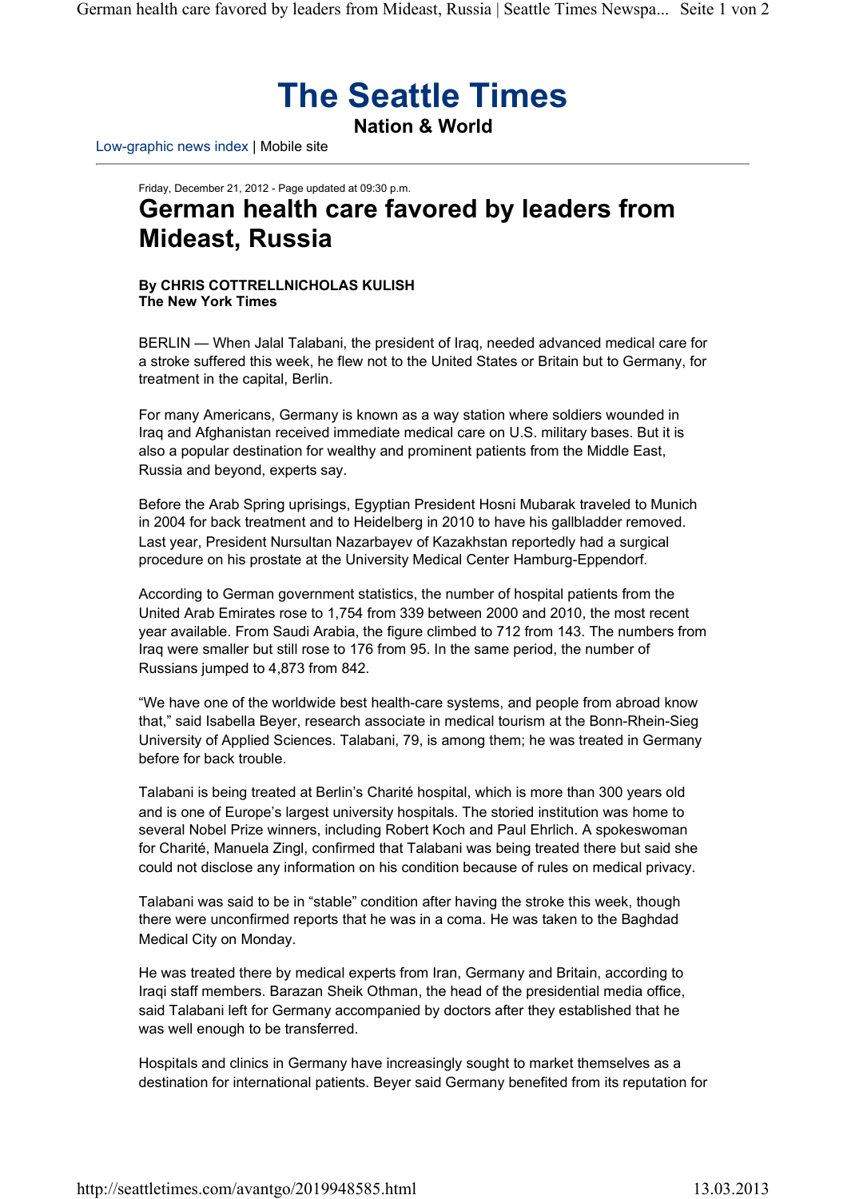# The Seattle Times

**Nation & World**

Low-graphic news index | Mobile site

Friday, December 21, 2012 - Page updated at 09:30 p.m.

## German health care favored by leaders from Mideast, Russia

**By CHRIS COTTRELLNICHOLAS KULISH**
**The New York Times**

BERLIN — When Jalal Talabani, the president of Iraq, needed advanced medical care for a stroke suffered this week, he flew not to the United States or Britain but to Germany, for treatment in the capital, Berlin.

For many Americans, Germany is known as a way station where soldiers wounded in Iraq and Afghanistan received immediate medical care on U.S. military bases. But it is also a popular destination for wealthy and prominent patients from the Middle East, Russia and beyond, experts say.

Before the Arab Spring uprisings, Egyptian President Hosni Mubarak traveled to Munich in 2004 for back treatment and to Heidelberg in 2010 to have his gallbladder removed. Last year, President Nursultan Nazarbayev of Kazakhstan reportedly had a surgical procedure on his prostate at the University Medical Center Hamburg-Eppendorf.

According to German government statistics, the number of hospital patients from the United Arab Emirates rose to 1,754 from 339 between 2000 and 2010, the most recent year available. From Saudi Arabia, the figure climbed to 712 from 143. The numbers from Iraq were smaller but still rose to 176 from 95. In the same period, the number of Russians jumped to 4,873 from 842.

"We have one of the worldwide best health-care systems, and people from abroad know that," said Isabella Beyer, research associate in medical tourism at the Bonn-Rhein-Sieg University of Applied Sciences. Talabani, 79, is among them; he was treated in Germany before for back trouble.

Talabani is being treated at Berlin's Charité hospital, which is more than 300 years old and is one of Europe's largest university hospitals. The storied institution was home to several Nobel Prize winners, including Robert Koch and Paul Ehrlich. A spokeswoman for Charité, Manuela Zingl, confirmed that Talabani was being treated there but said she could not disclose any information on his condition because of rules on medical privacy.

Talabani was said to be in "stable" condition after having the stroke this week, though there were unconfirmed reports that he was in a coma. He was taken to the Baghdad Medical City on Monday.

He was treated there by medical experts from Iran, Germany and Britain, according to Iraqi staff members. Barazan Sheik Othman, the head of the presidential media office, said Talabani left for Germany accompanied by doctors after they established that he was well enough to be transferred.

Hospitals and clinics in Germany have increasingly sought to market themselves as a destination for international patients. Beyer said Germany benefited from its reputation for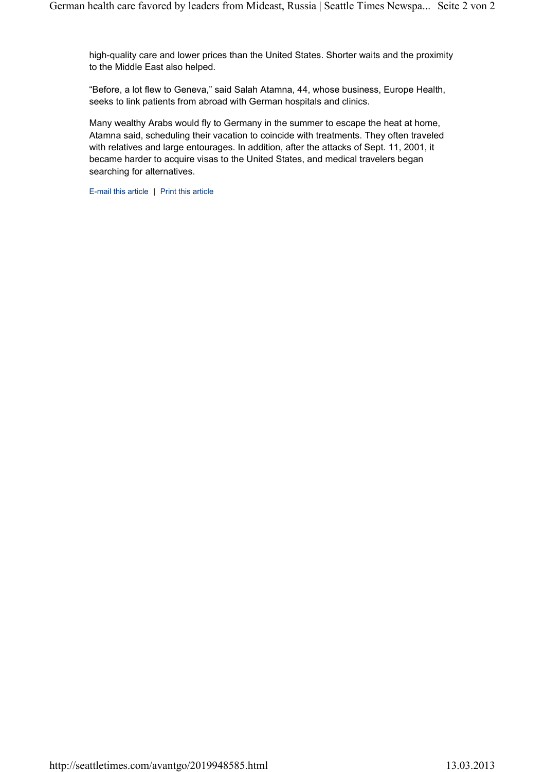high-quality care and lower prices than the United States. Shorter waits and the proximity to the Middle East also helped.

“Before, a lot flew to Geneva,” said Salah Atamna, 44, whose business, Europe Health, seeks to link patients from abroad with German hospitals and clinics.

Many wealthy Arabs would fly to Germany in the summer to escape the heat at home, Atamna said, scheduling their vacation to coincide with treatments. They often traveled with relatives and large entourages. In addition, after the attacks of Sept. 11, 2001, it became harder to acquire visas to the United States, and medical travelers began searching for alternatives.

E-mail this article | Print this article